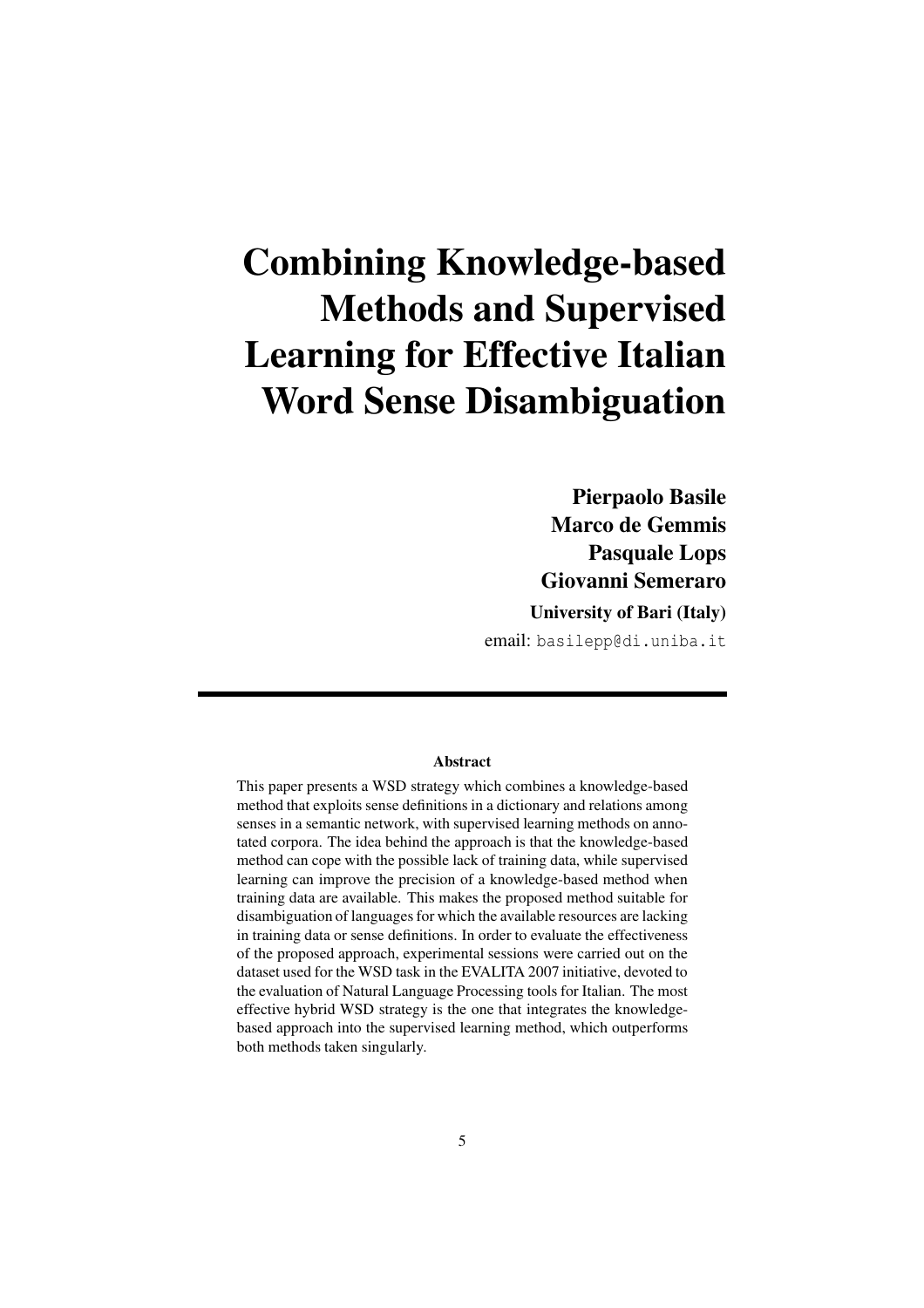# Combining Knowledge-based Methods and Supervised Learning for Effective Italian Word Sense Disambiguation

**Pierpaolo Basile**
**Marco de Gemmis**
**Pasquale Lops**
**Giovanni Semeraro**
**University of Bari (Italy)**
email: basilepp@di.uniba.it

---

**Abstract**

This paper presents a WSD strategy which combines a knowledge-based method that exploits sense definitions in a dictionary and relations among senses in a semantic network, with supervised learning methods on annotated corpora. The idea behind the approach is that the knowledge-based method can cope with the possible lack of training data, while supervised learning can improve the precision of a knowledge-based method when training data are available. This makes the proposed method suitable for disambiguation of languages for which the available resources are lacking in training data or sense definitions. In order to evaluate the effectiveness of the proposed approach, experimental sessions were carried out on the dataset used for the WSD task in the EVALITA 2007 initiative, devoted to the evaluation of Natural Language Processing tools for Italian. The most effective hybrid WSD strategy is the one that integrates the knowledge-based approach into the supervised learning method, which outperforms both methods taken singularly.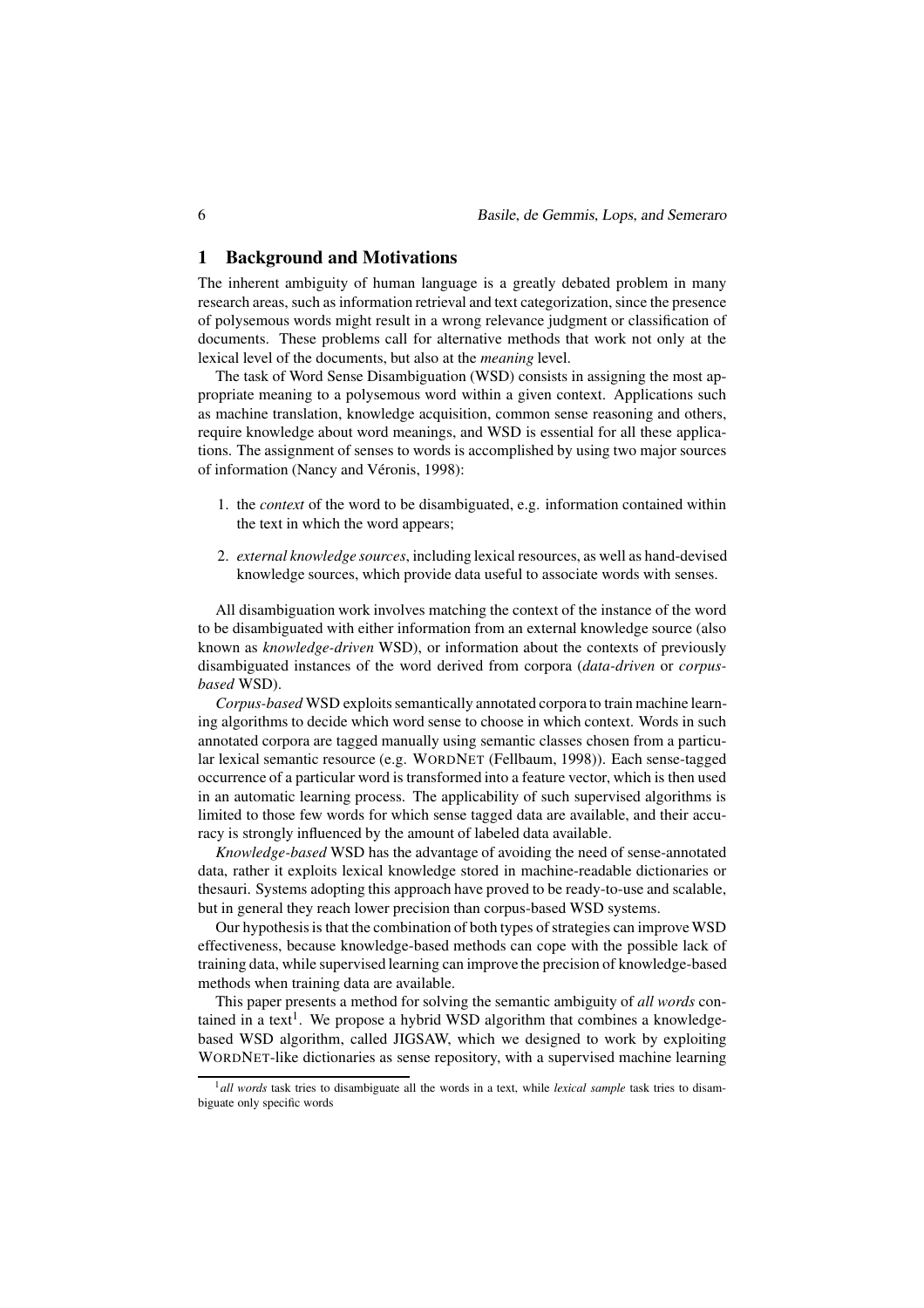## 1 Background and Motivations

The inherent ambiguity of human language is a greatly debated problem in many research areas, such as information retrieval and text categorization, since the presence of polysemous words might result in a wrong relevance judgment or classification of documents. These problems call for alternative methods that work not only at the lexical level of the documents, but also at the *meaning* level.

The task of Word Sense Disambiguation (WSD) consists in assigning the most appropriate meaning to a polysemous word within a given context. Applications such as machine translation, knowledge acquisition, common sense reasoning and others, require knowledge about word meanings, and WSD is essential for all these applications. The assignment of senses to words is accomplished by using two major sources of information (Nancy and Véronis, 1998):

1. the *context* of the word to be disambiguated, e.g. information contained within the text in which the word appears;
2. *external knowledge sources*, including lexical resources, as well as hand-devised knowledge sources, which provide data useful to associate words with senses.

All disambiguation work involves matching the context of the instance of the word to be disambiguated with either information from an external knowledge source (also known as *knowledge-driven* WSD), or information about the contexts of previously disambiguated instances of the word derived from corpora (*data-driven* or *corpus-based* WSD).

*Corpus-based* WSD exploits semantically annotated corpora to train machine learning algorithms to decide which word sense to choose in which context. Words in such annotated corpora are tagged manually using semantic classes chosen from a particular lexical semantic resource (e.g. WORDNET (Fellbaum, 1998)). Each sense-tagged occurrence of a particular word is transformed into a feature vector, which is then used in an automatic learning process. The applicability of such supervised algorithms is limited to those few words for which sense tagged data are available, and their accuracy is strongly influenced by the amount of labeled data available.

*Knowledge-based* WSD has the advantage of avoiding the need of sense-annotated data, rather it exploits lexical knowledge stored in machine-readable dictionaries or thesauri. Systems adopting this approach have proved to be ready-to-use and scalable, but in general they reach lower precision than corpus-based WSD systems.

Our hypothesis is that the combination of both types of strategies can improve WSD effectiveness, because knowledge-based methods can cope with the possible lack of training data, while supervised learning can improve the precision of knowledge-based methods when training data are available.

This paper presents a method for solving the semantic ambiguity of *all words* contained in a text[1]. We propose a hybrid WSD algorithm that combines a knowledge-based WSD algorithm, called JIGSAW, which we designed to work by exploiting WORDNET-like dictionaries as sense repository, with a supervised machine learning

[1] *all words* task tries to disambiguate all the words in a text, while *lexical sample* task tries to disambiguate only specific words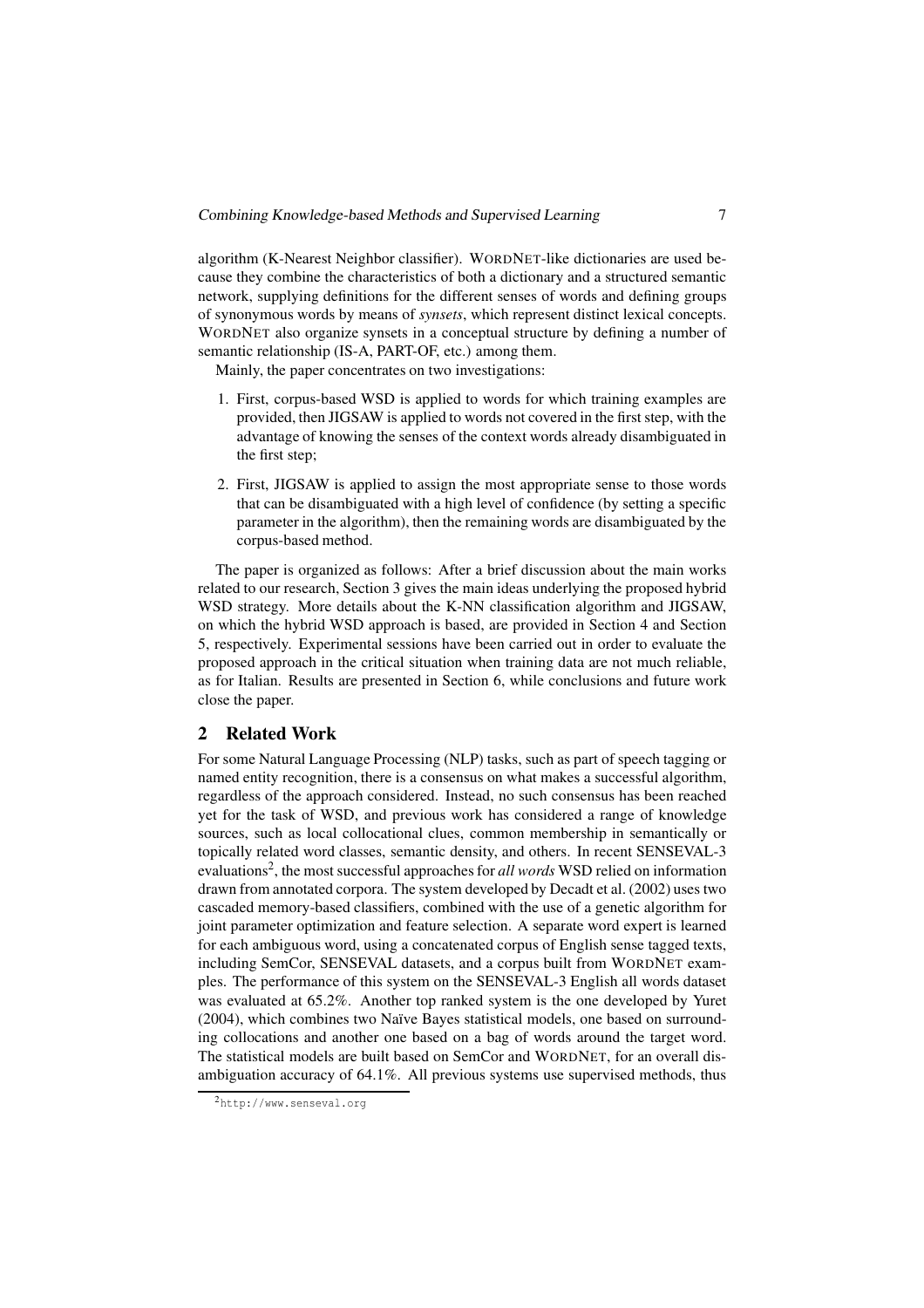algorithm (K-Nearest Neighbor classifier). WORDNET-like dictionaries are used because they combine the characteristics of both a dictionary and a structured semantic network, supplying definitions for the different senses of words and defining groups of synonymous words by means of *synsets*, which represent distinct lexical concepts. WORDNET also organize synsets in a conceptual structure by defining a number of semantic relationship (IS-A, PART-OF, etc.) among them.

Mainly, the paper concentrates on two investigations:

1. First, corpus-based WSD is applied to words for which training examples are provided, then JIGSAW is applied to words not covered in the first step, with the advantage of knowing the senses of the context words already disambiguated in the first step;
2. First, JIGSAW is applied to assign the most appropriate sense to those words that can be disambiguated with a high level of confidence (by setting a specific parameter in the algorithm), then the remaining words are disambiguated by the corpus-based method.

The paper is organized as follows: After a brief discussion about the main works related to our research, Section 3 gives the main ideas underlying the proposed hybrid WSD strategy. More details about the K-NN classification algorithm and JIGSAW, on which the hybrid WSD approach is based, are provided in Section 4 and Section 5, respectively. Experimental sessions have been carried out in order to evaluate the proposed approach in the critical situation when training data are not much reliable, as for Italian. Results are presented in Section 6, while conclusions and future work close the paper.

## 2 Related Work

For some Natural Language Processing (NLP) tasks, such as part of speech tagging or named entity recognition, there is a consensus on what makes a successful algorithm, regardless of the approach considered. Instead, no such consensus has been reached yet for the task of WSD, and previous work has considered a range of knowledge sources, such as local collocational clues, common membership in semantically or topically related word classes, semantic density, and others. In recent SENSEVAL-3 evaluations[2], the most successful approaches for *all words* WSD relied on information drawn from annotated corpora. The system developed by Decadt et al. (2002) uses two cascaded memory-based classifiers, combined with the use of a genetic algorithm for joint parameter optimization and feature selection. A separate word expert is learned for each ambiguous word, using a concatenated corpus of English sense tagged texts, including SemCor, SENSEVAL datasets, and a corpus built from WORDNET examples. The performance of this system on the SENSEVAL-3 English all words dataset was evaluated at 65.2%. Another top ranked system is the one developed by Yuret (2004), which combines two Naïve Bayes statistical models, one based on surrounding collocations and another one based on a bag of words around the target word. The statistical models are built based on SemCor and WORDNET, for an overall disambiguation accuracy of 64.1%. All previous systems use supervised methods, thus

[2] http://www.senseval.org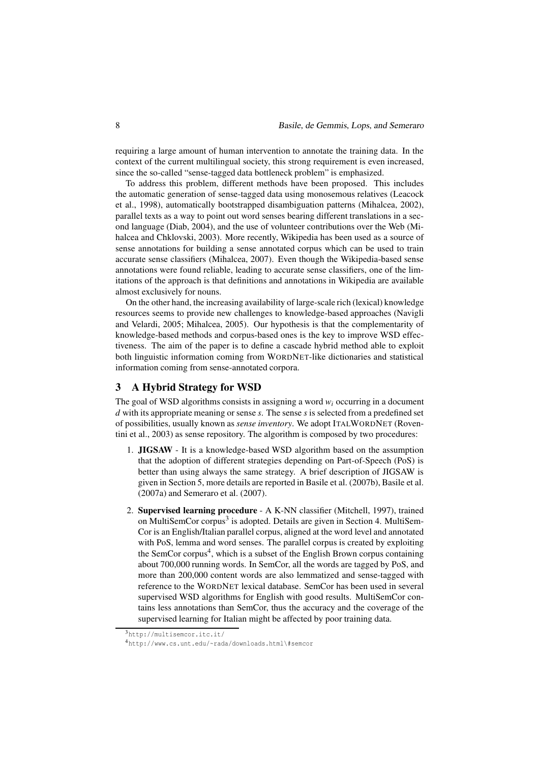requiring a large amount of human intervention to annotate the training data. In the context of the current multilingual society, this strong requirement is even increased, since the so-called "sense-tagged data bottleneck problem" is emphasized.

To address this problem, different methods have been proposed. This includes the automatic generation of sense-tagged data using monosemous relatives (Leacock et al., 1998), automatically bootstrapped disambiguation patterns (Mihalcea, 2002), parallel texts as a way to point out word senses bearing different translations in a second language (Diab, 2004), and the use of volunteer contributions over the Web (Mihalcea and Chklovski, 2003). More recently, Wikipedia has been used as a source of sense annotations for building a sense annotated corpus which can be used to train accurate sense classifiers (Mihalcea, 2007). Even though the Wikipedia-based sense annotations were found reliable, leading to accurate sense classifiers, one of the limitations of the approach is that definitions and annotations in Wikipedia are available almost exclusively for nouns.

On the other hand, the increasing availability of large-scale rich (lexical) knowledge resources seems to provide new challenges to knowledge-based approaches (Navigli and Velardi, 2005; Mihalcea, 2005). Our hypothesis is that the complementarity of knowledge-based methods and corpus-based ones is the key to improve WSD effectiveness. The aim of the paper is to define a cascade hybrid method able to exploit both linguistic information coming from WORDNET-like dictionaries and statistical information coming from sense-annotated corpora.

## 3 A Hybrid Strategy for WSD

The goal of WSD algorithms consists in assigning a word $w_i$ occurring in a document $d$ with its appropriate meaning or sense $s$. The sense $s$ is selected from a predefined set of possibilities, usually known as *sense inventory*. We adopt ITALWORDNET (Roventini et al., 2003) as sense repository. The algorithm is composed by two procedures:

1. **JIGSAW** - It is a knowledge-based WSD algorithm based on the assumption that the adoption of different strategies depending on Part-of-Speech (PoS) is better than using always the same strategy. A brief description of JIGSAW is given in Section 5, more details are reported in Basile et al. (2007b), Basile et al. (2007a) and Semeraro et al. (2007).

2. **Supervised learning procedure** - A K-NN classifier (Mitchell, 1997), trained on MultiSemCor corpus[3] is adopted. Details are given in Section 4. MultiSemCor is an English/Italian parallel corpus, aligned at the word level and annotated with PoS, lemma and word senses. The parallel corpus is created by exploiting the SemCor corpus[4], which is a subset of the English Brown corpus containing about 700,000 running words. In SemCor, all the words are tagged by PoS, and more than 200,000 content words are also lemmatized and sense-tagged with reference to the WORDNET lexical database. SemCor has been used in several supervised WSD algorithms for English with good results. MultiSemCor contains less annotations than SemCor, thus the accuracy and the coverage of the supervised learning for Italian might be affected by poor training data.

[3] http://multisemcor.itc.it/

[4] http://www.cs.unt.edu/~rada/downloads.html\#semcor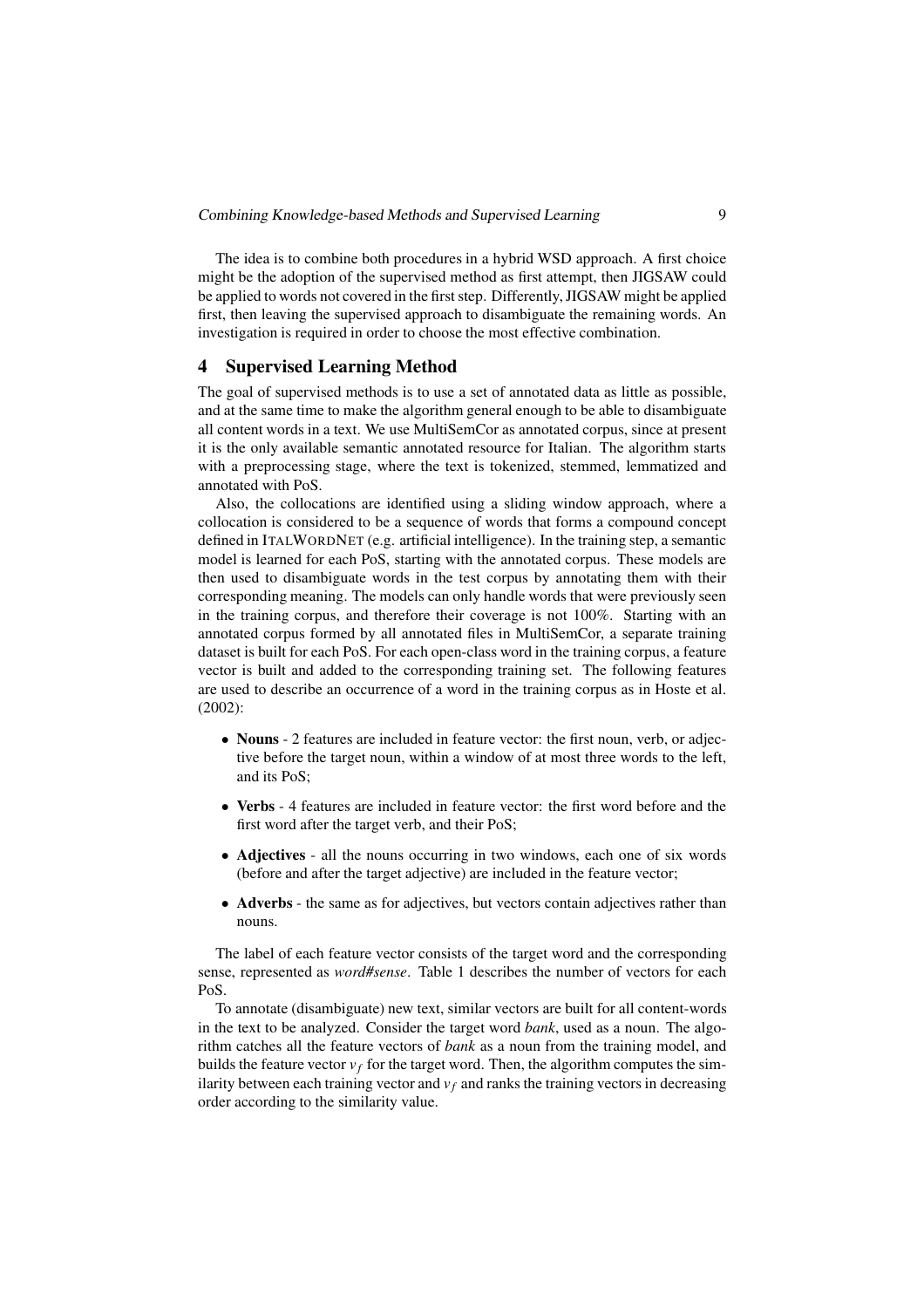The idea is to combine both procedures in a hybrid WSD approach. A first choice might be the adoption of the supervised method as first attempt, then JIGSAW could be applied to words not covered in the first step. Differently, JIGSAW might be applied first, then leaving the supervised approach to disambiguate the remaining words. An investigation is required in order to choose the most effective combination.

## 4 Supervised Learning Method

The goal of supervised methods is to use a set of annotated data as little as possible, and at the same time to make the algorithm general enough to be able to disambiguate all content words in a text. We use MultiSemCor as annotated corpus, since at present it is the only available semantic annotated resource for Italian. The algorithm starts with a preprocessing stage, where the text is tokenized, stemmed, lemmatized and annotated with PoS.

Also, the collocations are identified using a sliding window approach, where a collocation is considered to be a sequence of words that forms a compound concept defined in ITALWORDNET (e.g. artificial intelligence). In the training step, a semantic model is learned for each PoS, starting with the annotated corpus. These models are then used to disambiguate words in the test corpus by annotating them with their corresponding meaning. The models can only handle words that were previously seen in the training corpus, and therefore their coverage is not 100%. Starting with an annotated corpus formed by all annotated files in MultiSemCor, a separate training dataset is built for each PoS. For each open-class word in the training corpus, a feature vector is built and added to the corresponding training set. The following features are used to describe an occurrence of a word in the training corpus as in Hoste et al. (2002):

- **Nouns** - 2 features are included in feature vector: the first noun, verb, or adjective before the target noun, within a window of at most three words to the left, and its PoS;
- **Verbs** - 4 features are included in feature vector: the first word before and the first word after the target verb, and their PoS;
- **Adjectives** - all the nouns occurring in two windows, each one of six words (before and after the target adjective) are included in the feature vector;
- **Adverbs** - the same as for adjectives, but vectors contain adjectives rather than nouns.

The label of each feature vector consists of the target word and the corresponding sense, represented as *word#sense*. Table 1 describes the number of vectors for each PoS.

To annotate (disambiguate) new text, similar vectors are built for all content-words in the text to be analyzed. Consider the target word *bank*, used as a noun. The algorithm catches all the feature vectors of *bank* as a noun from the training model, and builds the feature vector $v_f$ for the target word. Then, the algorithm computes the similarity between each training vector and $v_f$ and ranks the training vectors in decreasing order according to the similarity value.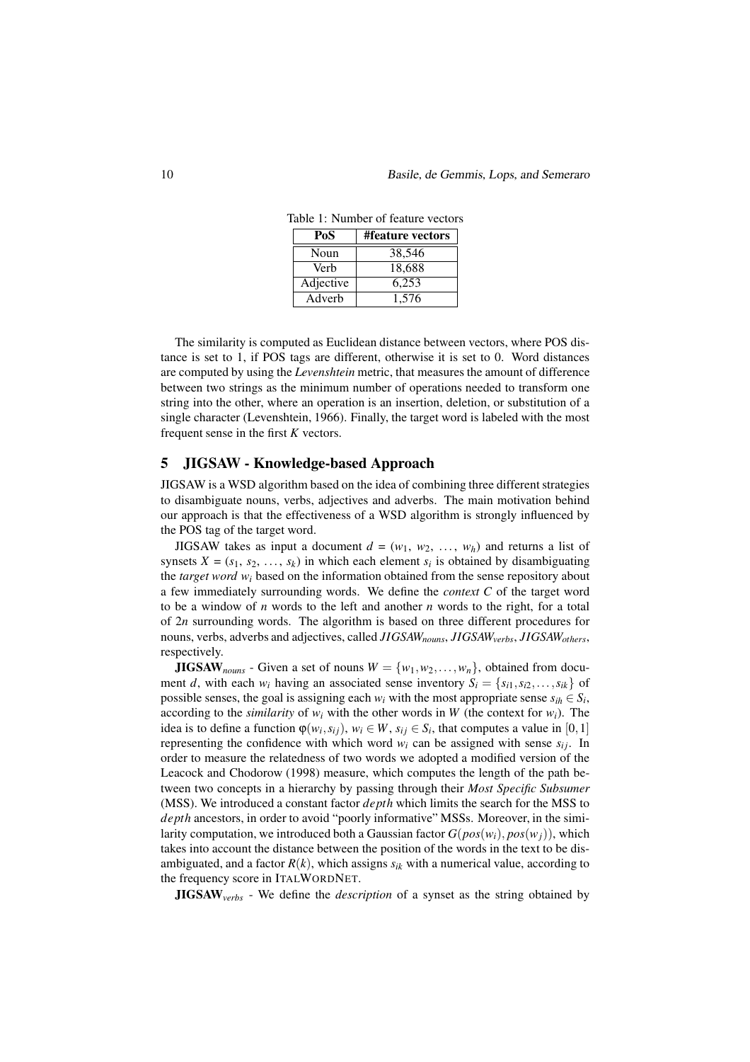Table 1: Number of feature vectors

| PoS | #feature vectors |
| --- | --- |
| Noun | 38,546 |
| Verb | 18,688 |
| Adjective | 6,253 |
| Adverb | 1,576 |

The similarity is computed as Euclidean distance between vectors, where POS distance is set to 1, if POS tags are different, otherwise it is set to 0. Word distances are computed by using the *Levenshtein* metric, that measures the amount of difference between two strings as the minimum number of operations needed to transform one string into the other, where an operation is an insertion, deletion, or substitution of a single character (Levenshtein, 1966). Finally, the target word is labeled with the most frequent sense in the first $K$ vectors.

## 5 JIGSAW - Knowledge-based Approach

JIGSAW is a WSD algorithm based on the idea of combining three different strategies to disambiguate nouns, verbs, adjectives and adverbs. The main motivation behind our approach is that the effectiveness of a WSD algorithm is strongly influenced by the POS tag of the target word.

JIGSAW takes as input a document $d = (w_1, w_2, \ldots, w_h)$ and returns a list of synsets $X = (s_1, s_2, \ldots, s_k)$ in which each element $s_i$ is obtained by disambiguating the *target word* $w_i$ based on the information obtained from the sense repository about a few immediately surrounding words. We define the *context* $C$ of the target word to be a window of $n$ words to the left and another $n$ words to the right, for a total of $2n$ surrounding words. The algorithm is based on three different procedures for nouns, verbs, adverbs and adjectives, called *JIGSAW*$_{nouns}$, *JIGSAW*$_{verbs}$, *JIGSAW*$_{others}$, respectively.

**JIGSAW**$_{nouns}$ - Given a set of nouns $W = \{w_1, w_2, \ldots, w_n\}$, obtained from document $d$, with each $w_i$ having an associated sense inventory $S_i = \{s_{i1}, s_{i2}, \ldots, s_{ik}\}$ of possible senses, the goal is assigning each $w_i$ with the most appropriate sense $s_{ih} \in S_i$, according to the *similarity* of $w_i$ with the other words in $W$ (the context for $w_i$). The idea is to define a function $\varphi(w_i, s_{ij})$, $w_i \in W$, $s_{ij} \in S_i$, that computes a value in $[0,1]$ representing the confidence with which word $w_i$ can be assigned with sense $s_{ij}$. In order to measure the relatedness of two words we adopted a modified version of the Leacock and Chodorow (1998) measure, which computes the length of the path between two concepts in a hierarchy by passing through their *Most Specific Subsumer* (MSS). We introduced a constant factor $depth$ which limits the search for the MSS to $depth$ ancestors, in order to avoid "poorly informative" MSSs. Moreover, in the similarity computation, we introduced both a Gaussian factor $G(pos(w_i), pos(w_j))$, which takes into account the distance between the position of the words in the text to be disambiguated, and a factor $R(k)$, which assigns $s_{ik}$ with a numerical value, according to the frequency score in ItalWordNet.

**JIGSAW**$_{verbs}$ - We define the *description* of a synset as the string obtained by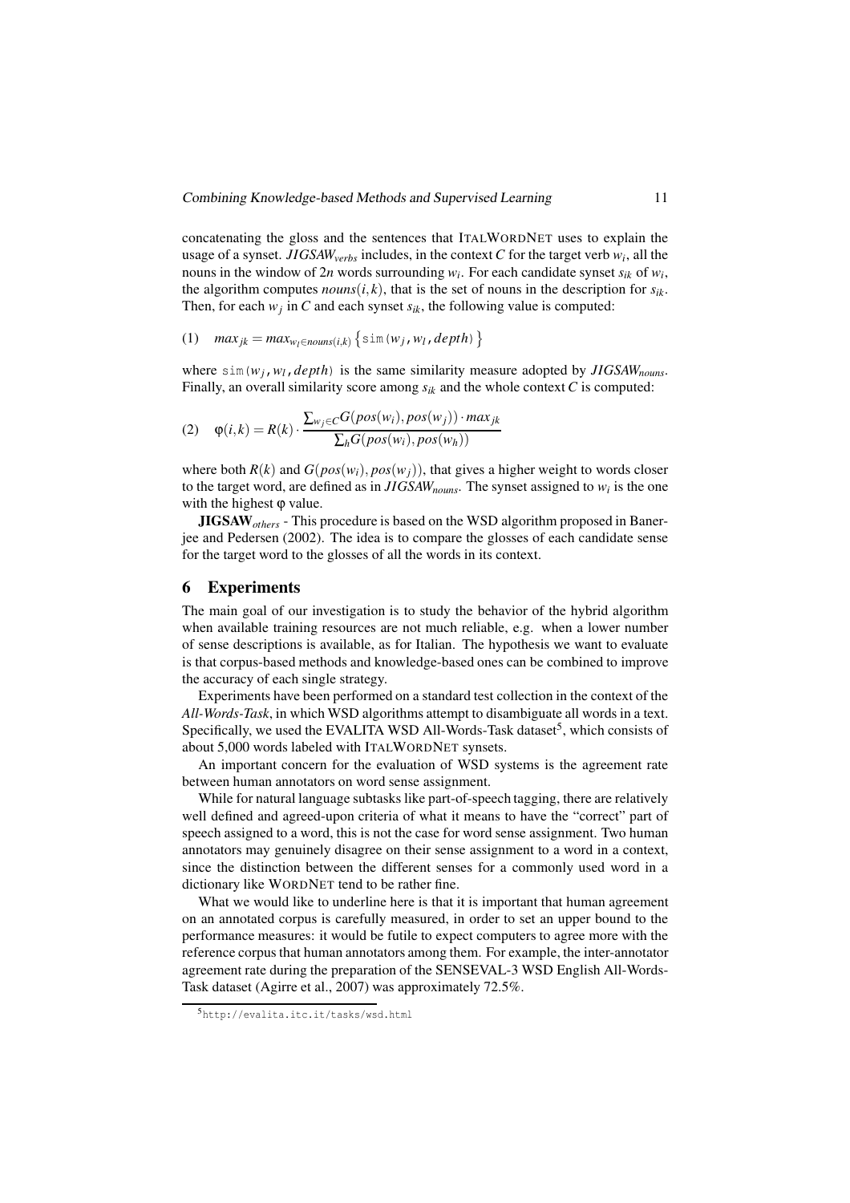concatenating the gloss and the sentences that ItalWordNet uses to explain the usage of a synset. $JIGSAW_{verbs}$ includes, in the context $C$ for the target verb $w_i$, all the nouns in the window of $2n$ words surrounding $w_i$. For each candidate synset $s_{ik}$ of $w_i$, the algorithm computes $nouns(i,k)$, that is the set of nouns in the description for $s_{ik}$. Then, for each $w_j$ in $C$ and each synset $s_{ik}$, the following value is computed:

$$(1) \quad max_{jk} = max_{w_l \in nouns(i,k)} \left\{ \mathtt{sim}(w_j, w_l, depth) \right\}$$

where $\mathtt{sim}(w_j, w_l, depth)$ is the same similarity measure adopted by $JIGSAW_{nouns}$. Finally, an overall similarity score among $s_{ik}$ and the whole context $C$ is computed:

$$(2) \quad \varphi(i,k) = R(k) \cdot \frac{\sum_{w_j \in C} G(pos(w_i), pos(w_j)) \cdot max_{jk}}{\sum_h G(pos(w_i), pos(w_h))}$$

where both $R(k)$ and $G(pos(w_i), pos(w_j))$, that gives a higher weight to words closer to the target word, are defined as in $JIGSAW_{nouns}$. The synset assigned to $w_i$ is the one with the highest $\varphi$ value.

**JIGSAW**$_{others}$ - This procedure is based on the WSD algorithm proposed in Banerjee and Pedersen (2002). The idea is to compare the glosses of each candidate sense for the target word to the glosses of all the words in its context.

## 6 Experiments

The main goal of our investigation is to study the behavior of the hybrid algorithm when available training resources are not much reliable, e.g. when a lower number of sense descriptions is available, as for Italian. The hypothesis we want to evaluate is that corpus-based methods and knowledge-based ones can be combined to improve the accuracy of each single strategy.

Experiments have been performed on a standard test collection in the context of the *All-Words-Task*, in which WSD algorithms attempt to disambiguate all words in a text. Specifically, we used the EVALITA WSD All-Words-Task dataset[5], which consists of about 5,000 words labeled with ItalWordNet synsets.

An important concern for the evaluation of WSD systems is the agreement rate between human annotators on word sense assignment.

While for natural language subtasks like part-of-speech tagging, there are relatively well defined and agreed-upon criteria of what it means to have the "correct" part of speech assigned to a word, this is not the case for word sense assignment. Two human annotators may genuinely disagree on their sense assignment to a word in a context, since the distinction between the different senses for a commonly used word in a dictionary like WordNet tend to be rather fine.

What we would like to underline here is that it is important that human agreement on an annotated corpus is carefully measured, in order to set an upper bound to the performance measures: it would be futile to expect computers to agree more with the reference corpus that human annotators among them. For example, the inter-annotator agreement rate during the preparation of the SENSEVAL-3 WSD English All-Words-Task dataset (Agirre et al., 2007) was approximately 72.5%.

[5] http://evalita.itc.it/tasks/wsd.html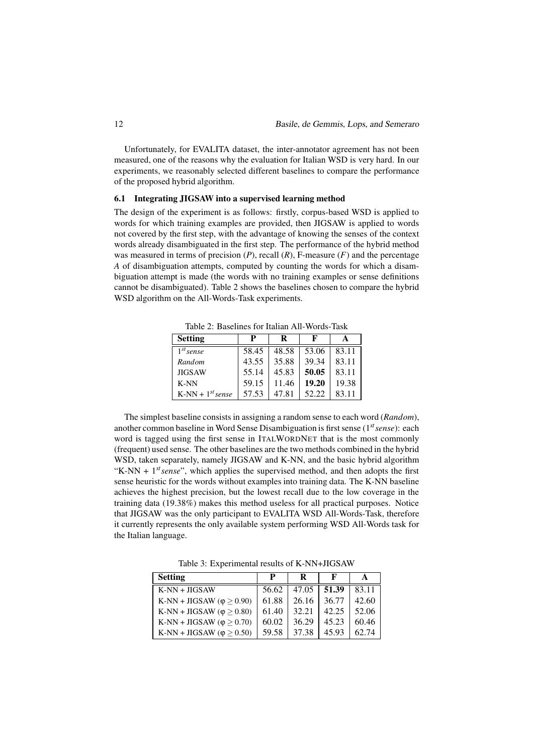Unfortunately, for EVALITA dataset, the inter-annotator agreement has not been measured, one of the reasons why the evaluation for Italian WSD is very hard. In our experiments, we reasonably selected different baselines to compare the performance of the proposed hybrid algorithm.

### 6.1 Integrating JIGSAW into a supervised learning method

The design of the experiment is as follows: firstly, corpus-based WSD is applied to words for which training examples are provided, then JIGSAW is applied to words not covered by the first step, with the advantage of knowing the senses of the context words already disambiguated in the first step. The performance of the hybrid method was measured in terms of precision (*P*), recall (*R*), F-measure (*F*) and the percentage *A* of disambiguation attempts, computed by counting the words for which a disambiguation attempt is made (the words with no training examples or sense definitions cannot be disambiguated). Table 2 shows the baselines chosen to compare the hybrid WSD algorithm on the All-Words-Task experiments.

Table 2: Baselines for Italian All-Words-Task

| Setting | P | R | F | A |
|---|---|---|---|---|
| *1st sense* | 58.45 | 48.58 | 53.06 | 83.11 |
| *Random* | 43.55 | 35.88 | 39.34 | 83.11 |
| JIGSAW | 55.14 | 45.83 | **50.05** | 83.11 |
| K-NN | 59.15 | 11.46 | **19.20** | 19.38 |
| K-NN + *1st sense* | 57.53 | 47.81 | 52.22 | 83.11 |

The simplest baseline consists in assigning a random sense to each word (*Random*), another common baseline in Word Sense Disambiguation is first sense (*1st sense*): each word is tagged using the first sense in ITALWORDNET that is the most commonly (frequent) used sense. The other baselines are the two methods combined in the hybrid WSD, taken separately, namely JIGSAW and K-NN, and the basic hybrid algorithm "K-NN + *1st sense*", which applies the supervised method, and then adopts the first sense heuristic for the words without examples into training data. The K-NN baseline achieves the highest precision, but the lowest recall due to the low coverage in the training data (19.38%) makes this method useless for all practical purposes. Notice that JIGSAW was the only participant to EVALITA WSD All-Words-Task, therefore it currently represents the only available system performing WSD All-Words task for the Italian language.

Table 3: Experimental results of K-NN+JIGSAW

| Setting | P | R | F | A |
|---|---|---|---|---|
| K-NN + JIGSAW | 56.62 | 47.05 | **51.39** | 83.11 |
| K-NN + JIGSAW ($\varphi \geq 0.90$) | 61.88 | 26.16 | 36.77 | 42.60 |
| K-NN + JIGSAW ($\varphi \geq 0.80$) | 61.40 | 32.21 | 42.25 | 52.06 |
| K-NN + JIGSAW ($\varphi \geq 0.70$) | 60.02 | 36.29 | 45.23 | 60.46 |
| K-NN + JIGSAW ($\varphi \geq 0.50$) | 59.58 | 37.38 | 45.93 | 62.74 |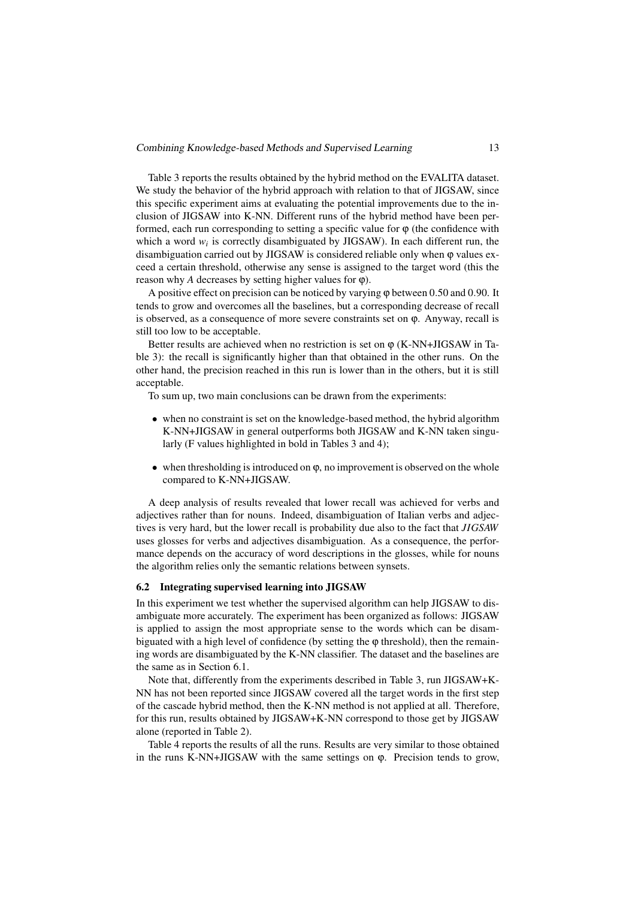Table 3 reports the results obtained by the hybrid method on the EVALITA dataset. We study the behavior of the hybrid approach with relation to that of JIGSAW, since this specific experiment aims at evaluating the potential improvements due to the inclusion of JIGSAW into K-NN. Different runs of the hybrid method have been performed, each run corresponding to setting a specific value for φ (the confidence with which a word $w_i$ is correctly disambiguated by JIGSAW). In each different run, the disambiguation carried out by JIGSAW is considered reliable only when φ values exceed a certain threshold, otherwise any sense is assigned to the target word (this the reason why *A* decreases by setting higher values for φ).

A positive effect on precision can be noticed by varying φ between 0.50 and 0.90. It tends to grow and overcomes all the baselines, but a corresponding decrease of recall is observed, as a consequence of more severe constraints set on φ. Anyway, recall is still too low to be acceptable.

Better results are achieved when no restriction is set on φ (K-NN+JIGSAW in Table 3): the recall is significantly higher than that obtained in the other runs. On the other hand, the precision reached in this run is lower than in the others, but it is still acceptable.

To sum up, two main conclusions can be drawn from the experiments:

- when no constraint is set on the knowledge-based method, the hybrid algorithm K-NN+JIGSAW in general outperforms both JIGSAW and K-NN taken singularly (F values highlighted in bold in Tables 3 and 4);
- when thresholding is introduced on φ, no improvement is observed on the whole compared to K-NN+JIGSAW.

A deep analysis of results revealed that lower recall was achieved for verbs and adjectives rather than for nouns. Indeed, disambiguation of Italian verbs and adjectives is very hard, but the lower recall is probability due also to the fact that *JIGSAW* uses glosses for verbs and adjectives disambiguation. As a consequence, the performance depends on the accuracy of word descriptions in the glosses, while for nouns the algorithm relies only the semantic relations between synsets.

### 6.2 Integrating supervised learning into JIGSAW

In this experiment we test whether the supervised algorithm can help JIGSAW to disambiguate more accurately. The experiment has been organized as follows: JIGSAW is applied to assign the most appropriate sense to the words which can be disambiguated with a high level of confidence (by setting the φ threshold), then the remaining words are disambiguated by the K-NN classifier. The dataset and the baselines are the same as in Section 6.1.

Note that, differently from the experiments described in Table 3, run JIGSAW+K-NN has not been reported since JIGSAW covered all the target words in the first step of the cascade hybrid method, then the K-NN method is not applied at all. Therefore, for this run, results obtained by JIGSAW+K-NN correspond to those get by JIGSAW alone (reported in Table 2).

Table 4 reports the results of all the runs. Results are very similar to those obtained in the runs K-NN+JIGSAW with the same settings on φ. Precision tends to grow,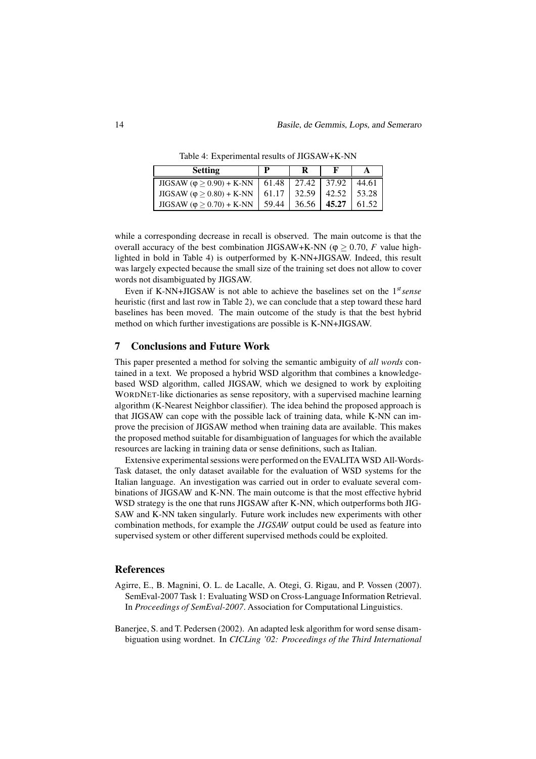Table 4: Experimental results of JIGSAW+K-NN

| Setting | P | R | F | A |
|---|---|---|---|---|
| JIGSAW ($\varphi \geq 0.90$) + K-NN | 61.48 | 27.42 | 37.92 | 44.61 |
| JIGSAW ($\varphi \geq 0.80$) + K-NN | 61.17 | 32.59 | 42.52 | 53.28 |
| JIGSAW ($\varphi \geq 0.70$) + K-NN | 59.44 | 36.56 | **45.27** | 61.52 |

while a corresponding decrease in recall is observed. The main outcome is that the overall accuracy of the best combination JIGSAW+K-NN ($\varphi \geq 0.70$, $F$ value highlighted in bold in Table 4) is outperformed by K-NN+JIGSAW. Indeed, this result was largely expected because the small size of the training set does not allow to cover words not disambiguated by JIGSAW.

Even if K-NN+JIGSAW is not able to achieve the baselines set on the $1^{st}$ *sense* heuristic (first and last row in Table 2), we can conclude that a step toward these hard baselines has been moved. The main outcome of the study is that the best hybrid method on which further investigations are possible is K-NN+JIGSAW.

## 7 Conclusions and Future Work

This paper presented a method for solving the semantic ambiguity of *all words* contained in a text. We proposed a hybrid WSD algorithm that combines a knowledge-based WSD algorithm, called JIGSAW, which we designed to work by exploiting WORDNET-like dictionaries as sense repository, with a supervised machine learning algorithm (K-Nearest Neighbor classifier). The idea behind the proposed approach is that JIGSAW can cope with the possible lack of training data, while K-NN can improve the precision of JIGSAW method when training data are available. This makes the proposed method suitable for disambiguation of languages for which the available resources are lacking in training data or sense definitions, such as Italian.

Extensive experimental sessions were performed on the EVALITA WSD All-Words-Task dataset, the only dataset available for the evaluation of WSD systems for the Italian language. An investigation was carried out in order to evaluate several combinations of JIGSAW and K-NN. The main outcome is that the most effective hybrid WSD strategy is the one that runs JIGSAW after K-NN, which outperforms both JIGSAW and K-NN taken singularly. Future work includes new experiments with other combination methods, for example the *JIGSAW* output could be used as feature into supervised system or other different supervised methods could be exploited.

## References

Agirre, E., B. Magnini, O. L. de Lacalle, A. Otegi, G. Rigau, and P. Vossen (2007). SemEval-2007 Task 1: Evaluating WSD on Cross-Language Information Retrieval. In *Proceedings of SemEval-2007*. Association for Computational Linguistics.

Banerjee, S. and T. Pedersen (2002). An adapted lesk algorithm for word sense disambiguation using wordnet. In *CICLing '02: Proceedings of the Third International*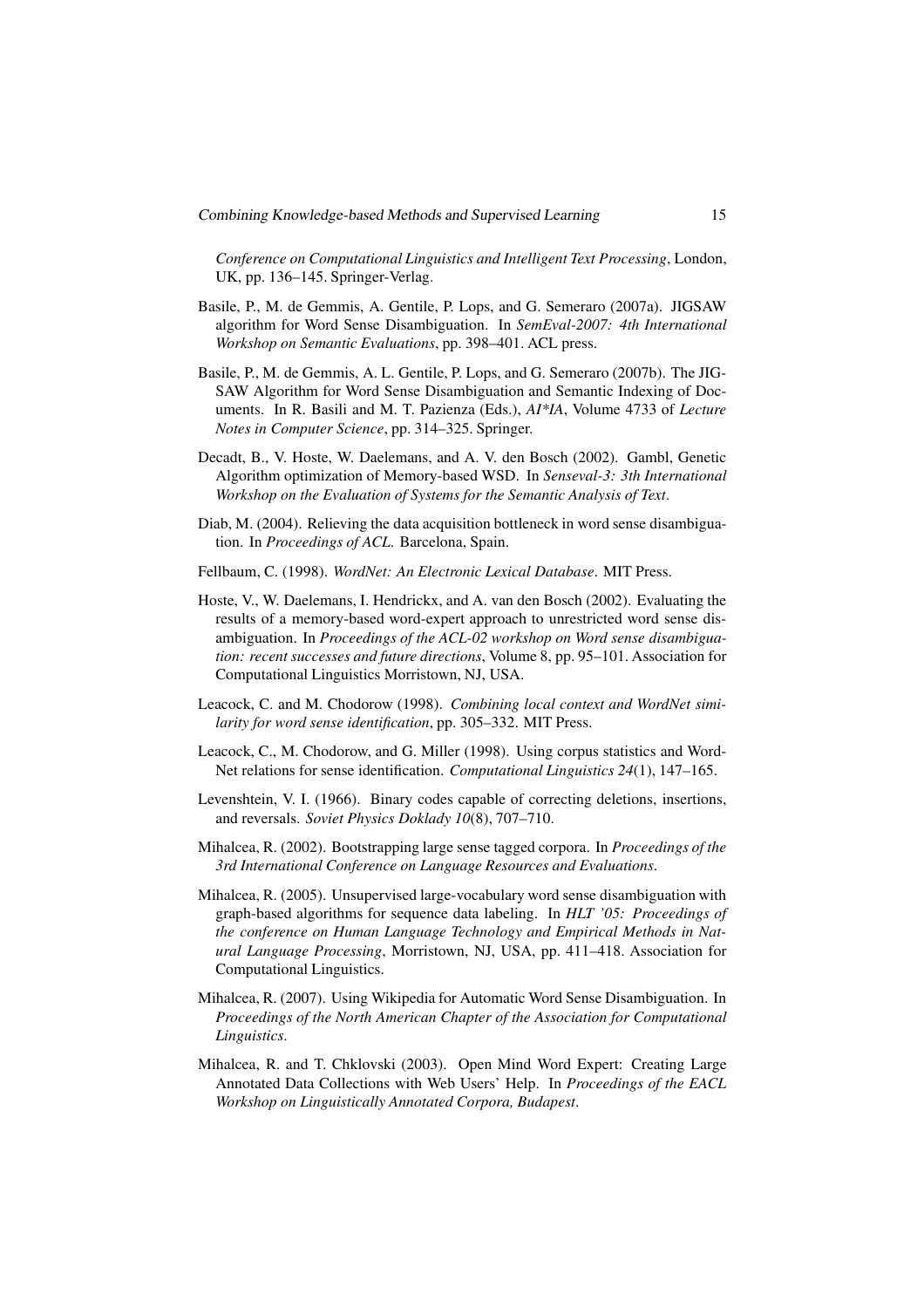*Conference on Computational Linguistics and Intelligent Text Processing*, London, UK, pp. 136–145. Springer-Verlag.

Basile, P., M. de Gemmis, A. Gentile, P. Lops, and G. Semeraro (2007a). JIGSAW algorithm for Word Sense Disambiguation. In *SemEval-2007: 4th International Workshop on Semantic Evaluations*, pp. 398–401. ACL press.

Basile, P., M. de Gemmis, A. L. Gentile, P. Lops, and G. Semeraro (2007b). The JIGSAW Algorithm for Word Sense Disambiguation and Semantic Indexing of Documents. In R. Basili and M. T. Pazienza (Eds.), *AI*IA*, Volume 4733 of *Lecture Notes in Computer Science*, pp. 314–325. Springer.

Decadt, B., V. Hoste, W. Daelemans, and A. V. den Bosch (2002). Gambl, Genetic Algorithm optimization of Memory-based WSD. In *Senseval-3: 3th International Workshop on the Evaluation of Systems for the Semantic Analysis of Text*.

Diab, M. (2004). Relieving the data acquisition bottleneck in word sense disambiguation. In *Proceedings of ACL*. Barcelona, Spain.

Fellbaum, C. (1998). *WordNet: An Electronic Lexical Database*. MIT Press.

Hoste, V., W. Daelemans, I. Hendrickx, and A. van den Bosch (2002). Evaluating the results of a memory-based word-expert approach to unrestricted word sense disambiguation. In *Proceedings of the ACL-02 workshop on Word sense disambiguation: recent successes and future directions*, Volume 8, pp. 95–101. Association for Computational Linguistics Morristown, NJ, USA.

Leacock, C. and M. Chodorow (1998). *Combining local context and WordNet similarity for word sense identification*, pp. 305–332. MIT Press.

Leacock, C., M. Chodorow, and G. Miller (1998). Using corpus statistics and WordNet relations for sense identification. *Computational Linguistics 24*(1), 147–165.

Levenshtein, V. I. (1966). Binary codes capable of correcting deletions, insertions, and reversals. *Soviet Physics Doklady 10*(8), 707–710.

Mihalcea, R. (2002). Bootstrapping large sense tagged corpora. In *Proceedings of the 3rd International Conference on Language Resources and Evaluations*.

Mihalcea, R. (2005). Unsupervised large-vocabulary word sense disambiguation with graph-based algorithms for sequence data labeling. In *HLT '05: Proceedings of the conference on Human Language Technology and Empirical Methods in Natural Language Processing*, Morristown, NJ, USA, pp. 411–418. Association for Computational Linguistics.

Mihalcea, R. (2007). Using Wikipedia for Automatic Word Sense Disambiguation. In *Proceedings of the North American Chapter of the Association for Computational Linguistics*.

Mihalcea, R. and T. Chklovski (2003). Open Mind Word Expert: Creating Large Annotated Data Collections with Web Users' Help. In *Proceedings of the EACL Workshop on Linguistically Annotated Corpora, Budapest*.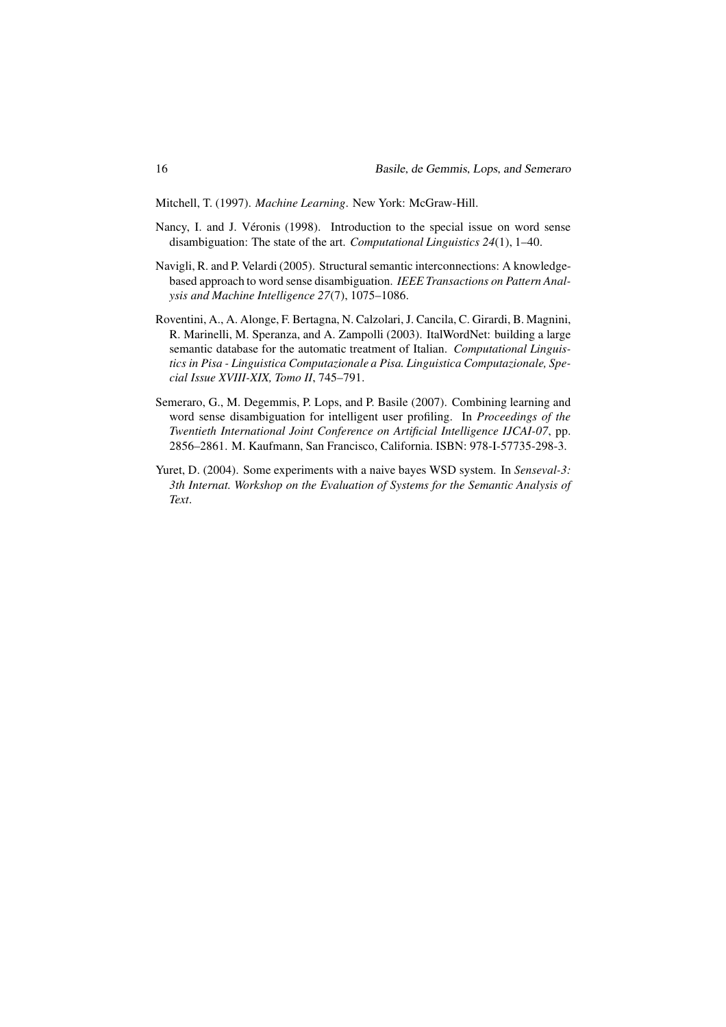Mitchell, T. (1997). *Machine Learning*. New York: McGraw-Hill.

Nancy, I. and J. Véronis (1998). Introduction to the special issue on word sense disambiguation: The state of the art. *Computational Linguistics 24*(1), 1–40.

Navigli, R. and P. Velardi (2005). Structural semantic interconnections: A knowledge-based approach to word sense disambiguation. *IEEE Transactions on Pattern Analysis and Machine Intelligence 27*(7), 1075–1086.

Roventini, A., A. Alonge, F. Bertagna, N. Calzolari, J. Cancila, C. Girardi, B. Magnini, R. Marinelli, M. Speranza, and A. Zampolli (2003). ItalWordNet: building a large semantic database for the automatic treatment of Italian. *Computational Linguistics in Pisa - Linguistica Computazionale a Pisa. Linguistica Computazionale, Special Issue XVIII-XIX, Tomo II*, 745–791.

Semeraro, G., M. Degemmis, P. Lops, and P. Basile (2007). Combining learning and word sense disambiguation for intelligent user profiling. In *Proceedings of the Twentieth International Joint Conference on Artificial Intelligence IJCAI-07*, pp. 2856–2861. M. Kaufmann, San Francisco, California. ISBN: 978-I-57735-298-3.

Yuret, D. (2004). Some experiments with a naive bayes WSD system. In *Senseval-3: 3th Internat. Workshop on the Evaluation of Systems for the Semantic Analysis of Text*.